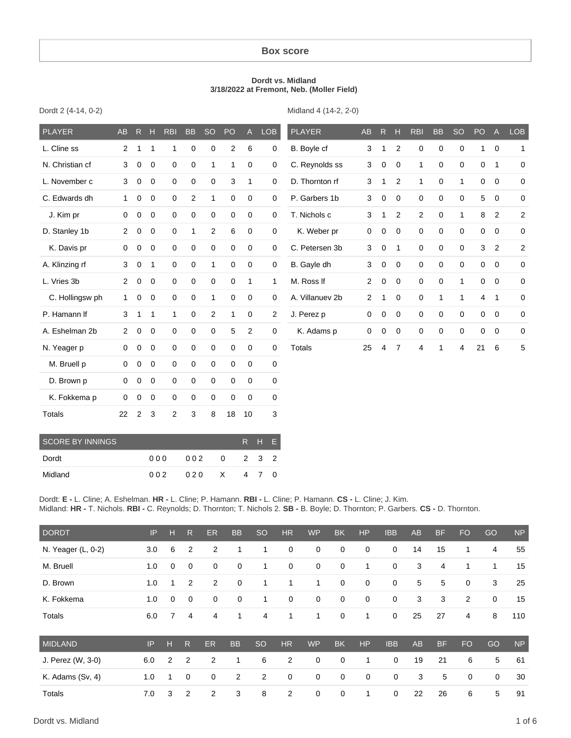## Box score

**Dordt vs. Midland**
**3/18/2022 at Fremont, Neb. (Moller Field)**

Dordt 2 (4-14, 0-2)

| PLAYER | AB | R | H | RBI | BB | SO | PO | A | LOB |
|---|---|---|---|---|---|---|---|---|---|
| L. Cline ss | 2 | 1 | 1 | 1 | 0 | 0 | 2 | 6 | 0 |
| N. Christian cf | 3 | 0 | 0 | 0 | 0 | 1 | 1 | 0 | 0 |
| L. November c | 3 | 0 | 0 | 0 | 0 | 0 | 3 | 1 | 0 |
| C. Edwards dh | 1 | 0 | 0 | 0 | 2 | 1 | 0 | 0 | 0 |
| J. Kim pr | 0 | 0 | 0 | 0 | 0 | 0 | 0 | 0 | 0 |
| D. Stanley 1b | 2 | 0 | 0 | 0 | 1 | 2 | 6 | 0 | 0 |
| K. Davis pr | 0 | 0 | 0 | 0 | 0 | 0 | 0 | 0 | 0 |
| A. Klinzing rf | 3 | 0 | 1 | 0 | 0 | 1 | 0 | 0 | 0 |
| L. Vries 3b | 2 | 0 | 0 | 0 | 0 | 0 | 0 | 1 | 1 |
| C. Hollingsw ph | 1 | 0 | 0 | 0 | 0 | 1 | 0 | 0 | 0 |
| P. Hamann lf | 3 | 1 | 1 | 1 | 0 | 2 | 1 | 0 | 2 |
| A. Eshelman 2b | 2 | 0 | 0 | 0 | 0 | 0 | 5 | 2 | 0 |
| N. Yeager p | 0 | 0 | 0 | 0 | 0 | 0 | 0 | 0 | 0 |
| M. Bruell p | 0 | 0 | 0 | 0 | 0 | 0 | 0 | 0 | 0 |
| D. Brown p | 0 | 0 | 0 | 0 | 0 | 0 | 0 | 0 | 0 |
| K. Fokkema p | 0 | 0 | 0 | 0 | 0 | 0 | 0 | 0 | 0 |
| Totals | 22 | 2 | 3 | 2 | 3 | 8 | 18 | 10 | 3 |

Midland 4 (14-2, 2-0)

| PLAYER | AB | R | H | RBI | BB | SO | PO | A | LOB |
|---|---|---|---|---|---|---|---|---|---|
| B. Boyle cf | 3 | 1 | 2 | 0 | 0 | 0 | 1 | 0 | 1 |
| C. Reynolds ss | 3 | 0 | 0 | 1 | 0 | 0 | 0 | 1 | 0 |
| D. Thornton rf | 3 | 1 | 2 | 1 | 0 | 1 | 0 | 0 | 0 |
| P. Garbers 1b | 3 | 0 | 0 | 0 | 0 | 0 | 5 | 0 | 0 |
| T. Nichols c | 3 | 1 | 2 | 2 | 0 | 1 | 8 | 2 | 2 |
| K. Weber pr | 0 | 0 | 0 | 0 | 0 | 0 | 0 | 0 | 0 |
| C. Petersen 3b | 3 | 0 | 1 | 0 | 0 | 0 | 3 | 2 | 2 |
| B. Gayle dh | 3 | 0 | 0 | 0 | 0 | 0 | 0 | 0 | 0 |
| M. Ross lf | 2 | 0 | 0 | 0 | 0 | 1 | 0 | 0 | 0 |
| A. Villanuev 2b | 2 | 1 | 0 | 0 | 1 | 1 | 4 | 1 | 0 |
| J. Perez p | 0 | 0 | 0 | 0 | 0 | 0 | 0 | 0 | 0 |
| K. Adams p | 0 | 0 | 0 | 0 | 0 | 0 | 0 | 0 | 0 |
| Totals | 25 | 4 | 7 | 4 | 1 | 4 | 21 | 6 | 5 |

| SCORE BY INNINGS | | | | R | H | E |
|---|---|---|---|---|---|---|
| Dordt | 000 | 002 | 0 | 2 | 3 | 2 |
| Midland | 002 | 020 | X | 4 | 7 | 0 |

Dordt: **E -** L. Cline; A. Eshelman. **HR -** L. Cline; P. Hamann. **RBI -** L. Cline; P. Hamann. **CS -** L. Cline; J. Kim.
Midland: **HR -** T. Nichols. **RBI -** C. Reynolds; D. Thornton; T. Nichols 2. **SB -** B. Boyle; D. Thornton; P. Garbers. **CS -** D. Thornton.

| DORDT | IP | H | R | ER | BB | SO | HR | WP | BK | HP | IBB | AB | BF | FO | GO | NP |
|---|---|---|---|---|---|---|---|---|---|---|---|---|---|---|---|---|
| N. Yeager (L, 0-2) | 3.0 | 6 | 2 | 2 | 1 | 1 | 0 | 0 | 0 | 0 | 0 | 14 | 15 | 1 | 4 | 55 |
| M. Bruell | 1.0 | 0 | 0 | 0 | 0 | 1 | 0 | 0 | 0 | 1 | 0 | 3 | 4 | 1 | 1 | 15 |
| D. Brown | 1.0 | 1 | 2 | 2 | 0 | 1 | 1 | 1 | 0 | 0 | 0 | 5 | 5 | 0 | 3 | 25 |
| K. Fokkema | 1.0 | 0 | 0 | 0 | 0 | 1 | 0 | 0 | 0 | 0 | 0 | 3 | 3 | 2 | 0 | 15 |
| Totals | 6.0 | 7 | 4 | 4 | 1 | 4 | 1 | 1 | 0 | 1 | 0 | 25 | 27 | 4 | 8 | 110 |

| MIDLAND | IP | H | R | ER | BB | SO | HR | WP | BK | HP | IBB | AB | BF | FO | GO | NP |
|---|---|---|---|---|---|---|---|---|---|---|---|---|---|---|---|---|
| J. Perez (W, 3-0) | 6.0 | 2 | 2 | 2 | 1 | 6 | 2 | 0 | 0 | 1 | 0 | 19 | 21 | 6 | 5 | 61 |
| K. Adams (Sv, 4) | 1.0 | 1 | 0 | 0 | 2 | 2 | 0 | 0 | 0 | 0 | 0 | 3 | 5 | 0 | 0 | 30 |
| Totals | 7.0 | 3 | 2 | 2 | 3 | 8 | 2 | 0 | 0 | 1 | 0 | 22 | 26 | 6 | 5 | 91 |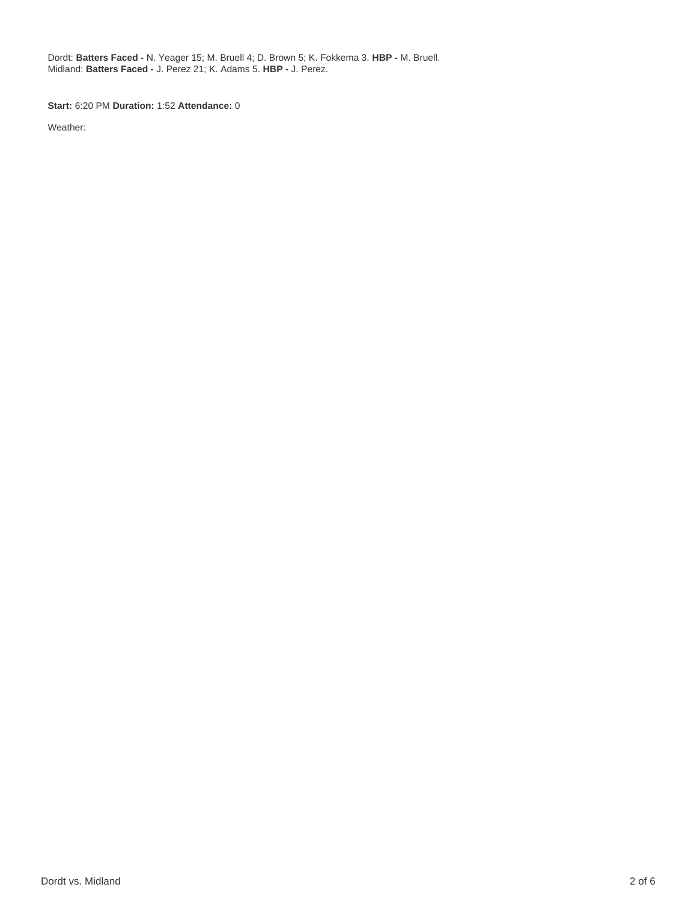Dordt: **Batters Faced -** N. Yeager 15; M. Bruell 4; D. Brown 5; K. Fokkema 3. **HBP -** M. Bruell.
Midland: **Batters Faced -** J. Perez 21; K. Adams 5. **HBP -** J. Perez.

**Start:** 6:20 PM **Duration:** 1:52 **Attendance:** 0

Weather: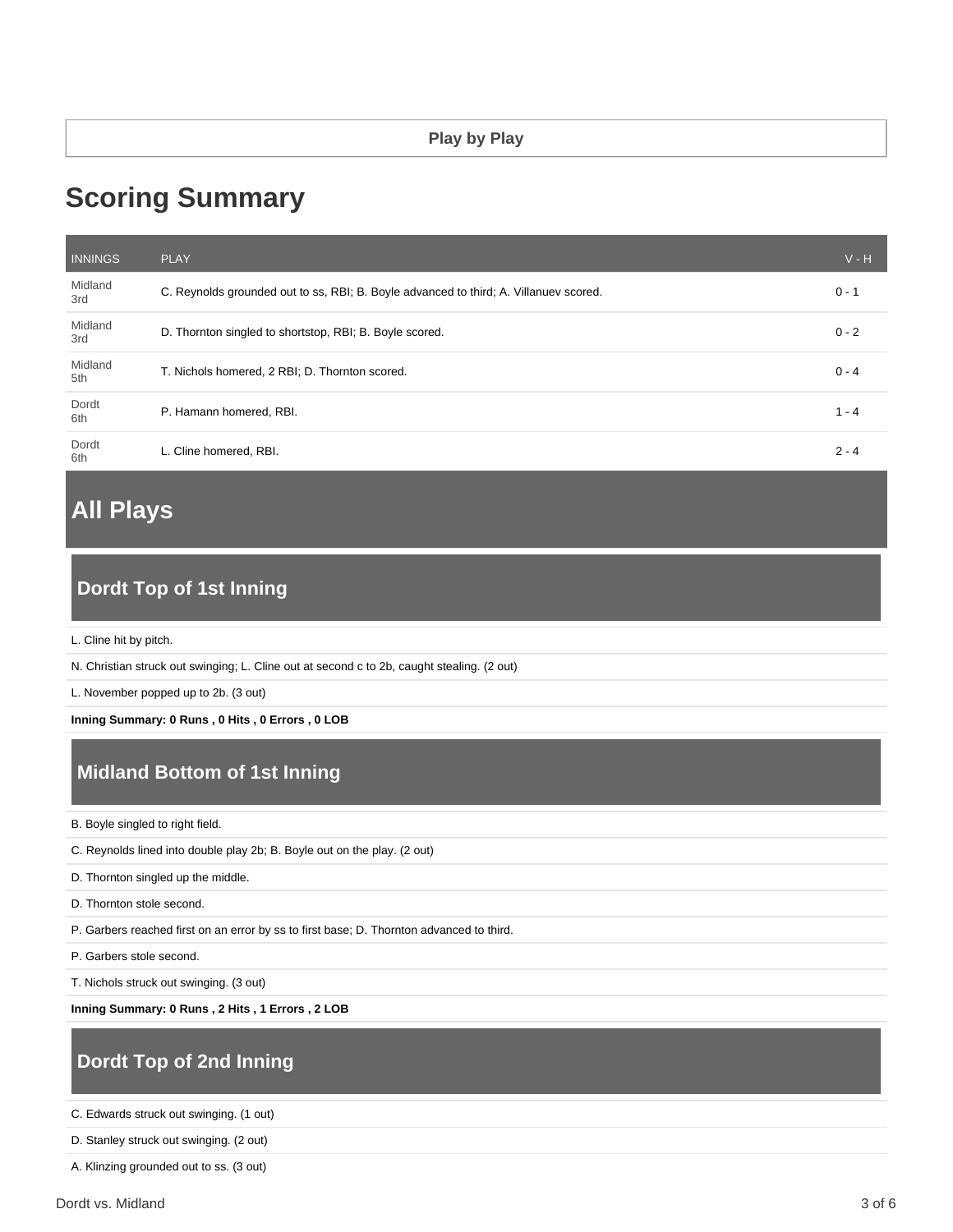Play by Play

# Scoring Summary

| INNINGS | PLAY | V - H |
|---|---|---|
| Midland 3rd | C. Reynolds grounded out to ss, RBI; B. Boyle advanced to third; A. Villanuev scored. | 0 - 1 |
| Midland 3rd | D. Thornton singled to shortstop, RBI; B. Boyle scored. | 0 - 2 |
| Midland 5th | T. Nichols homered, 2 RBI; D. Thornton scored. | 0 - 4 |
| Dordt 6th | P. Hamann homered, RBI. | 1 - 4 |
| Dordt 6th | L. Cline homered, RBI. | 2 - 4 |

# All Plays

## Dordt Top of 1st Inning

L. Cline hit by pitch.

N. Christian struck out swinging; L. Cline out at second c to 2b, caught stealing. (2 out)

L. November popped up to 2b. (3 out)

**Inning Summary: 0 Runs , 0 Hits , 0 Errors , 0 LOB**

## Midland Bottom of 1st Inning

B. Boyle singled to right field.

C. Reynolds lined into double play 2b; B. Boyle out on the play. (2 out)

D. Thornton singled up the middle.

D. Thornton stole second.

P. Garbers reached first on an error by ss to first base; D. Thornton advanced to third.

P. Garbers stole second.

T. Nichols struck out swinging. (3 out)

**Inning Summary: 0 Runs , 2 Hits , 1 Errors , 2 LOB**

## Dordt Top of 2nd Inning

C. Edwards struck out swinging. (1 out)

D. Stanley struck out swinging. (2 out)

A. Klinzing grounded out to ss. (3 out)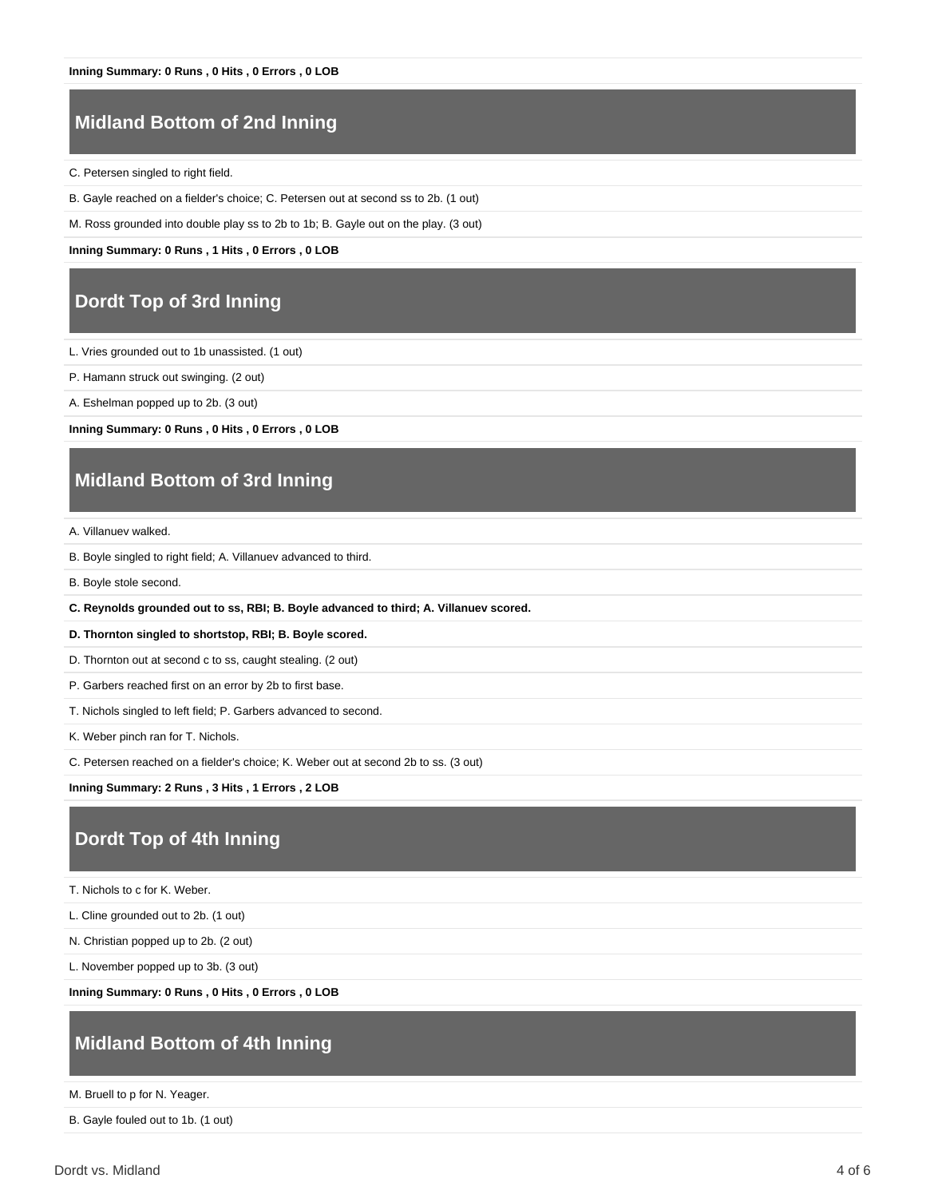**Inning Summary: 0 Runs , 0 Hits , 0 Errors , 0 LOB**

## Midland Bottom of 2nd Inning

C. Petersen singled to right field.

B. Gayle reached on a fielder's choice; C. Petersen out at second ss to 2b. (1 out)

M. Ross grounded into double play ss to 2b to 1b; B. Gayle out on the play. (3 out)

**Inning Summary: 0 Runs , 1 Hits , 0 Errors , 0 LOB**

## Dordt Top of 3rd Inning

L. Vries grounded out to 1b unassisted. (1 out)

P. Hamann struck out swinging. (2 out)

A. Eshelman popped up to 2b. (3 out)

**Inning Summary: 0 Runs , 0 Hits , 0 Errors , 0 LOB**

## Midland Bottom of 3rd Inning

A. Villanuev walked.

B. Boyle singled to right field; A. Villanuev advanced to third.

B. Boyle stole second.

**C. Reynolds grounded out to ss, RBI; B. Boyle advanced to third; A. Villanuev scored.**

**D. Thornton singled to shortstop, RBI; B. Boyle scored.**

D. Thornton out at second c to ss, caught stealing. (2 out)

P. Garbers reached first on an error by 2b to first base.

T. Nichols singled to left field; P. Garbers advanced to second.

K. Weber pinch ran for T. Nichols.

C. Petersen reached on a fielder's choice; K. Weber out at second 2b to ss. (3 out)

**Inning Summary: 2 Runs , 3 Hits , 1 Errors , 2 LOB**

## Dordt Top of 4th Inning

T. Nichols to c for K. Weber.

L. Cline grounded out to 2b. (1 out)

N. Christian popped up to 2b. (2 out)

L. November popped up to 3b. (3 out)

**Inning Summary: 0 Runs , 0 Hits , 0 Errors , 0 LOB**

## Midland Bottom of 4th Inning

M. Bruell to p for N. Yeager.

B. Gayle fouled out to 1b. (1 out)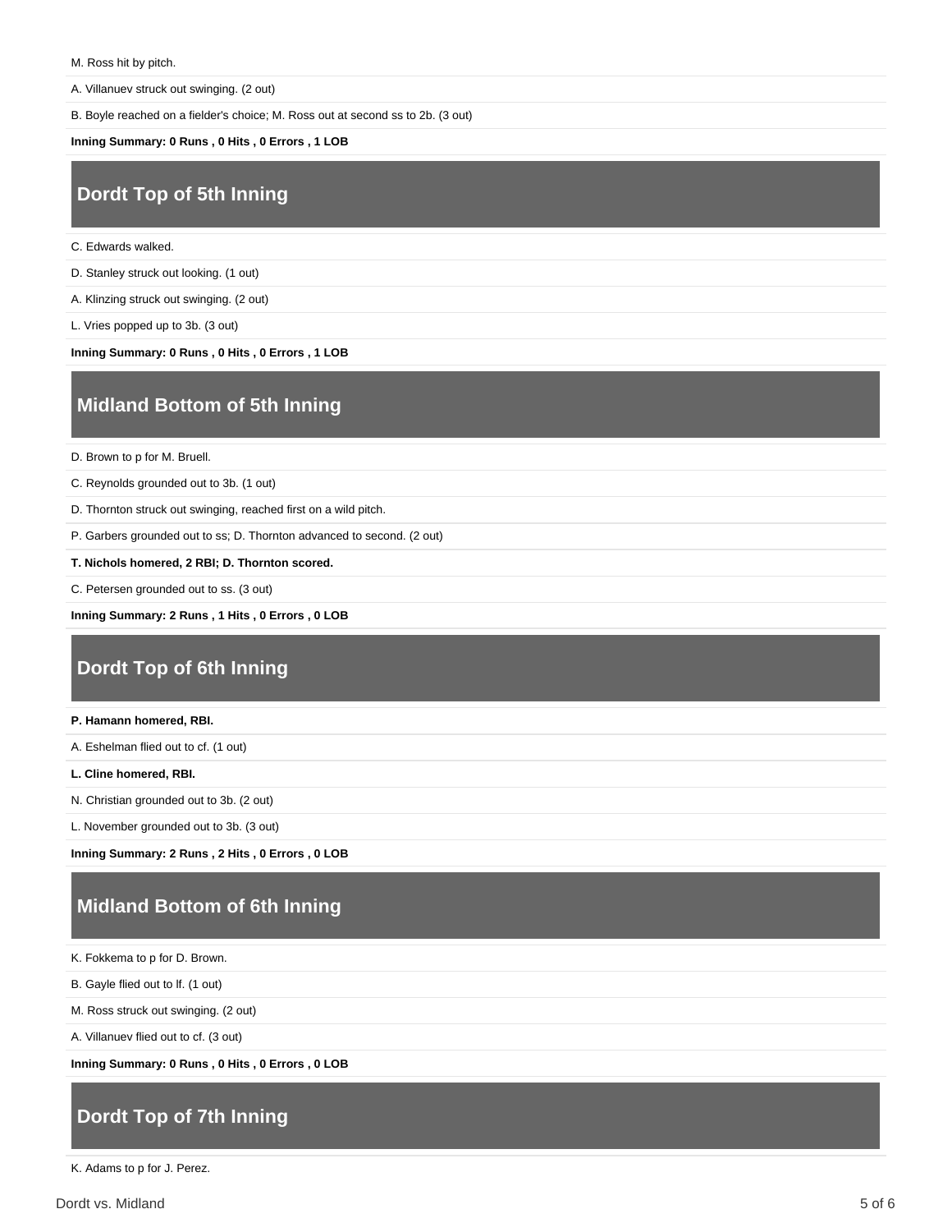M. Ross hit by pitch.

A. Villanuev struck out swinging. (2 out)

B. Boyle reached on a fielder's choice; M. Ross out at second ss to 2b. (3 out)

**Inning Summary: 0 Runs , 0 Hits , 0 Errors , 1 LOB**

## Dordt Top of 5th Inning

C. Edwards walked.

D. Stanley struck out looking. (1 out)

A. Klinzing struck out swinging. (2 out)

L. Vries popped up to 3b. (3 out)

**Inning Summary: 0 Runs , 0 Hits , 0 Errors , 1 LOB**

## Midland Bottom of 5th Inning

D. Brown to p for M. Bruell.

C. Reynolds grounded out to 3b. (1 out)

D. Thornton struck out swinging, reached first on a wild pitch.

P. Garbers grounded out to ss; D. Thornton advanced to second. (2 out)

**T. Nichols homered, 2 RBI; D. Thornton scored.**

C. Petersen grounded out to ss. (3 out)

**Inning Summary: 2 Runs , 1 Hits , 0 Errors , 0 LOB**

## Dordt Top of 6th Inning

**P. Hamann homered, RBI.**

A. Eshelman flied out to cf. (1 out)

**L. Cline homered, RBI.**

N. Christian grounded out to 3b. (2 out)

L. November grounded out to 3b. (3 out)

**Inning Summary: 2 Runs , 2 Hits , 0 Errors , 0 LOB**

## Midland Bottom of 6th Inning

K. Fokkema to p for D. Brown.

B. Gayle flied out to lf. (1 out)

M. Ross struck out swinging. (2 out)

A. Villanuev flied out to cf. (3 out)

**Inning Summary: 0 Runs , 0 Hits , 0 Errors , 0 LOB**

## Dordt Top of 7th Inning

K. Adams to p for J. Perez.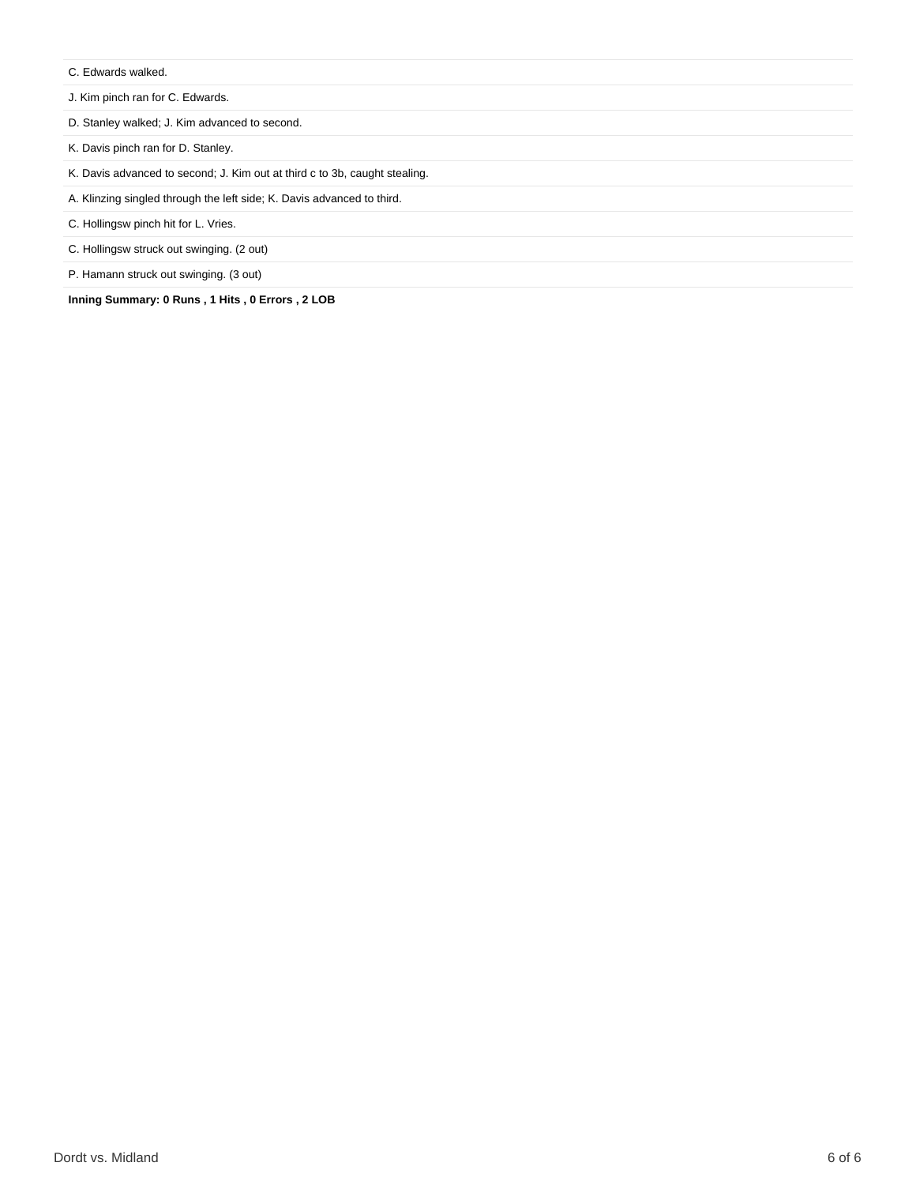C. Edwards walked.

J. Kim pinch ran for C. Edwards.

D. Stanley walked; J. Kim advanced to second.

K. Davis pinch ran for D. Stanley.

K. Davis advanced to second; J. Kim out at third c to 3b, caught stealing.

A. Klinzing singled through the left side; K. Davis advanced to third.

C. Hollingsw pinch hit for L. Vries.

C. Hollingsw struck out swinging. (2 out)

P. Hamann struck out swinging. (3 out)

**Inning Summary: 0 Runs , 1 Hits , 0 Errors , 2 LOB**